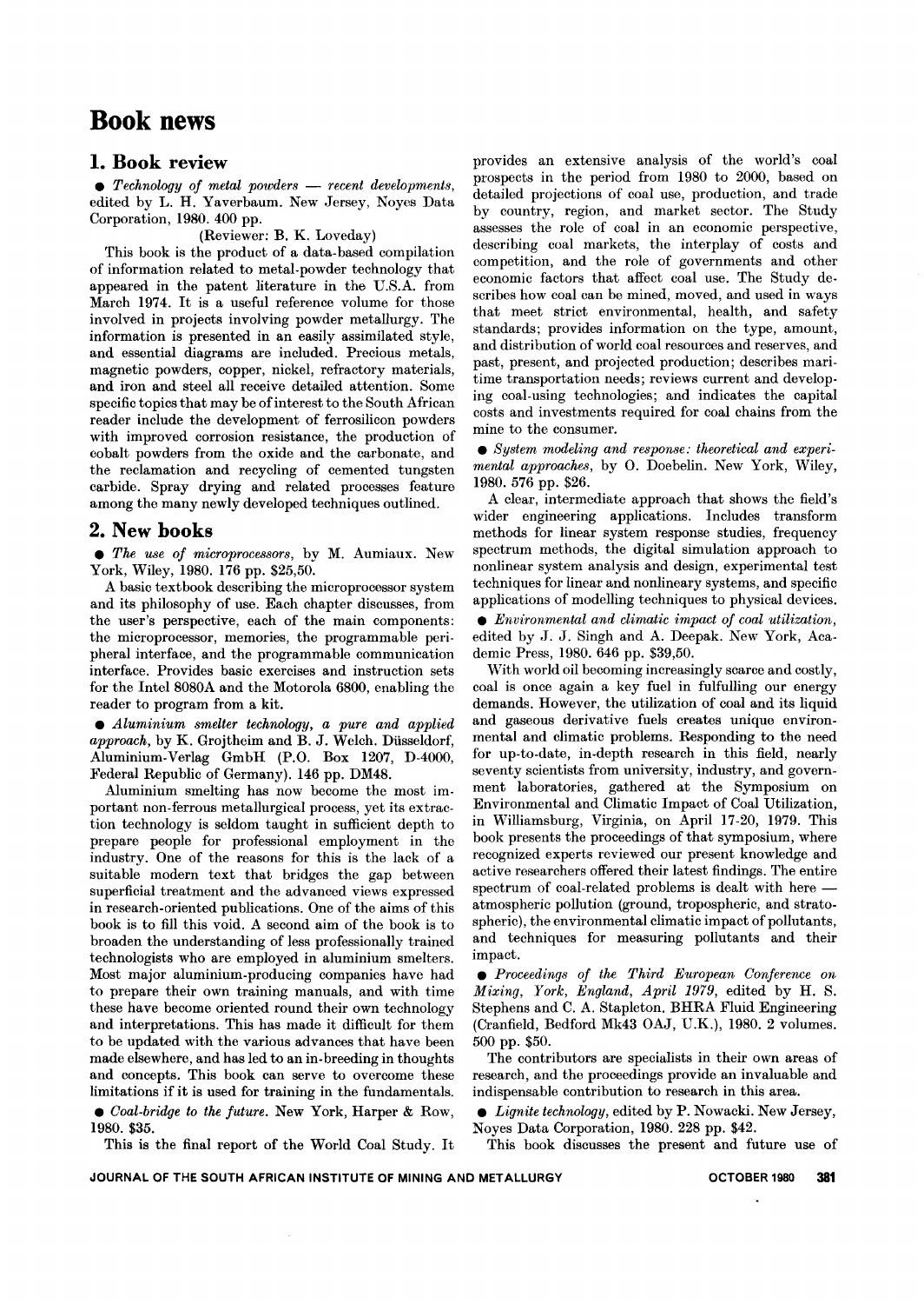# Book news

## 1. Book review

● *Technology of metal powders — recent developments*, edited by L. H. Yaverbaum. New Jersey, Noyes Data Corporation, 1980. 400 pp.

(Reviewer: B. K. Loveday)

This book is the product of a data-based compilation of information related to metal-powder technology that appeared in the patent literature in the U.S.A. from March 1974. It is a useful reference volume for those involved in projects involving powder metallurgy. The information is presented in an easily assimilated style, and essential diagrams are included. Precious metals, magnetic powders, copper, nickel, refractory materials, and iron and steel all receive detailed attention. Some specific topics that may be of interest to the South African reader include the development of ferrosilicon powders with improved corrosion resistance, the production of cobalt powders from the oxide and the carbonate, and the reclamation and recycling of cemented tungsten carbide. Spray drying and related processes feature among the many newly developed techniques outlined.

## 2. New books

● *The use of microprocessors*, by M. Aumiaux. New York, Wiley, 1980. 176 pp. $25,50.

A basic textbook describing the microprocessor system and its philosophy of use. Each chapter discusses, from the user's perspective, each of the main components: the microprocessor, memories, the programmable peripheral interface, and the programmable communication interface. Provides basic exercises and instruction sets for the Intel 8080A and the Motorola 6800, enabling the reader to program from a kit.

● *Aluminium smelter technology, a pure and applied approach*, by K. Grojtheim and B. J. Welch. Düsseldorf, Aluminium-Verlag GmbH (P.O. Box 1207, D-4000, Federal Republic of Germany). 146 pp. DM48.

Aluminium smelting has now become the most important non-ferrous metallurgical process, yet its extraction technology is seldom taught in sufficient depth to prepare people for professional employment in the industry. One of the reasons for this is the lack of a suitable modern text that bridges the gap between superficial treatment and the advanced views expressed in research-oriented publications. One of the aims of this book is to fill this void. A second aim of the book is to broaden the understanding of less professionally trained technologists who are employed in aluminium smelters. Most major aluminium-producing companies have had to prepare their own training manuals, and with time these have become oriented round their own technology and interpretations. This has made it difficult for them to be updated with the various advances that have been made elsewhere, and has led to an in-breeding in thoughts and concepts. This book can serve to overcome these limitations if it is used for training in the fundamentals.

● *Coal-bridge to the future*. New York, Harper & Row, 1980. $35.

This is the final report of the World Coal Study. It provides an extensive analysis of the world's coal prospects in the period from 1980 to 2000, based on detailed projections of coal use, production, and trade by country, region, and market sector. The Study assesses the role of coal in an economic perspective, describing coal markets, the interplay of costs and competition, and the role of governments and other economic factors that affect coal use. The Study describes how coal can be mined, moved, and used in ways that meet strict environmental, health, and safety standards; provides information on the type, amount, and distribution of world coal resources and reserves, and past, present, and projected production; describes maritime transportation needs; reviews current and developing coal-using technologies; and indicates the capital costs and investments required for coal chains from the mine to the consumer.

● *System modeling and response: theoretical and experimental approaches*, by O. Doebelin. New York, Wiley, 1980. 576 pp. $26.

A clear, intermediate approach that shows the field's wider engineering applications. Includes transform methods for linear system response studies, frequency spectrum methods, the digital simulation approach to nonlinear system analysis and design, experimental test techniques for linear and nonlineary systems, and specific applications of modelling techniques to physical devices.

● *Environmental and climatic impact of coal utilization*, edited by J. J. Singh and A. Deepak. New York, Academic Press, 1980. 646 pp. $39,50.

With world oil becoming increasingly scarce and costly, coal is once again a key fuel in fulfilling our energy demands. However, the utilization of coal and its liquid and gaseous derivative fuels creates unique environmental and climatic problems. Responding to the need for up-to-date, in-depth research in this field, nearly seventy scientists from university, industry, and government laboratories, gathered at the Symposium on Environmental and Climatic Impact of Coal Utilization, in Williamsburg, Virginia, on April 17-20, 1979. This book presents the proceedings of that symposium, where recognized experts reviewed our present knowledge and active researchers offered their latest findings. The entire spectrum of coal-related problems is dealt with here — atmospheric pollution (ground, tropospheric, and stratospheric), the environmental climatic impact of pollutants, and techniques for measuring pollutants and their impact.

● *Proceedings of the Third European Conference on Mixing, York, England, April 1979*, edited by H. S. Stephens and C. A. Stapleton. BHRA Fluid Engineering (Cranfield, Bedford Mk43 OAJ, U.K.), 1980. 2 volumes. 500 pp. $50.

The contributors are specialists in their own areas of research, and the proceedings provide an invaluable and indispensable contribution to research in this area.

● *Lignite technology*, edited by P. Nowacki. New Jersey, Noyes Data Corporation, 1980. 228 pp. $42.

This book discusses the present and future use of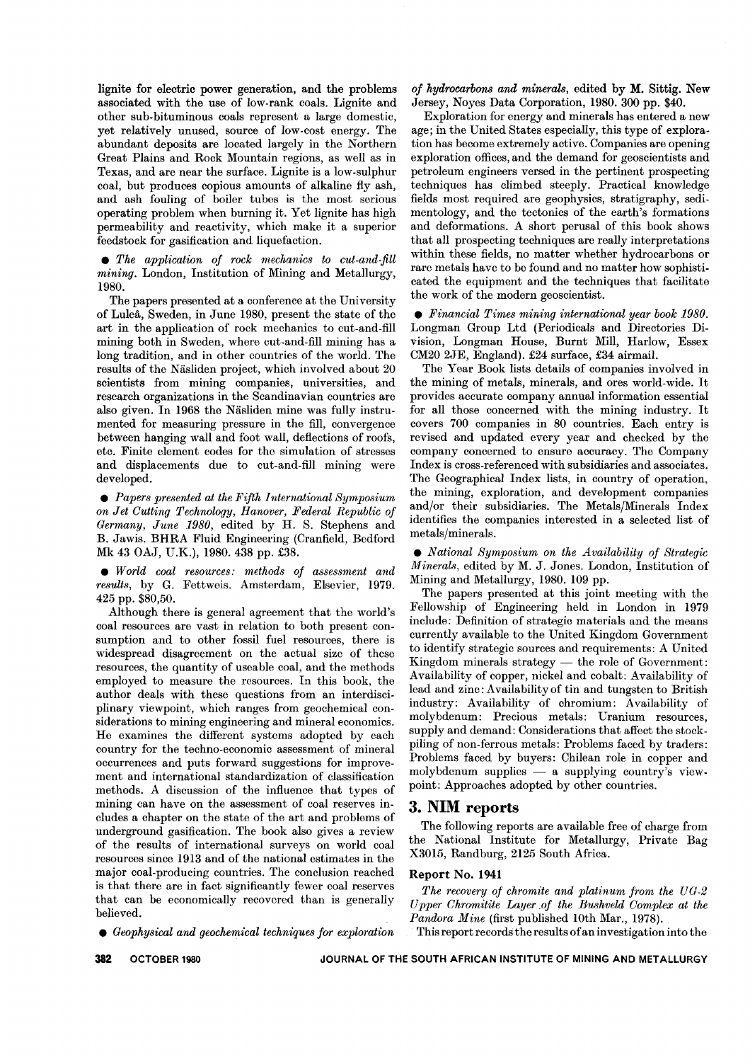lignite for electric power generation, and the problems associated with the use of low-rank coals. Lignite and other sub-bituminous coals represent a large domestic, yet relatively unused, source of low-cost energy. The abundant deposits are located largely in the Northern Great Plains and Rock Mountain regions, as well as in Texas, and are near the surface. Lignite is a low-sulphur coal, but produces copious amounts of alkaline fly ash, and ash fouling of boiler tubes is the most serious operating problem when burning it. Yet lignite has high permeability and reactivity, which make it a superior feedstock for gasification and liquefaction.

- *The application of rock mechanics to cut-and-fill mining*. London, Institution of Mining and Metallurgy, 1980.

The papers presented at a conference at the University of Luleå, Sweden, in June 1980, present the state of the art in the application of rock mechanics to cut-and-fill mining both in Sweden, where cut-and-fill mining has a long tradition, and in other countries of the world. The results of the Näsliden project, which involved about 20 scientists from mining companies, universities, and research organizations in the Scandinavian countries are also given. In 1968 the Näsliden mine was fully instrumented for measuring pressure in the fill, convergence between hanging wall and foot wall, deflections of roofs, etc. Finite element codes for the simulation of stresses and displacements due to cut-and-fill mining were developed.

- *Papers presented at the Fifth International Symposium on Jet Cutting Technology, Hanover, Federal Republic of Germany, June 1980*, edited by H. S. Stephens and B. Jawis. BHRA Fluid Engineering (Cranfield, Bedford Mk 43 OAJ, U.K.), 1980. 438 pp. £38.

- *World coal resources: methods of assessment and results*, by G. Fettweis. Amsterdam, Elsevier, 1979. 425 pp. $80,50.

Although there is general agreement that the world's coal resources are vast in relation to both present consumption and to other fossil fuel resources, there is widespread disagreement on the actual size of these resources, the quantity of useable coal, and the methods employed to measure the resources. In this book, the author deals with these questions from an interdisciplinary viewpoint, which ranges from geochemical considerations to mining engineering and mineral economics. He examines the different systems adopted by each country for the techno-economic assessment of mineral occurrences and puts forward suggestions for improvement and international standardization of classification methods. A discussion of the influence that types of mining can have on the assessment of coal reserves includes a chapter on the state of the art and problems of underground gasification. The book also gives a review of the results of international surveys on world coal resources since 1913 and of the national estimates in the major coal-producing countries. The conclusion reached is that there are in fact significantly fewer coal reserves that can be economically recovered than is generally believed.

- *Geophysical and geochemical techniques for exploration of hydrocarbons and minerals*, edited by M. Sittig. New Jersey, Noyes Data Corporation, 1980. 300 pp. $40.

Exploration for energy and minerals has entered a new age; in the United States especially, this type of exploration has become extremely active. Companies are opening exploration offices, and the demand for geoscientists and petroleum engineers versed in the pertinent prospecting techniques has climbed steeply. Practical knowledge fields most required are geophysics, stratigraphy, sedimentology, and the tectonics of the earth's formations and deformations. A short perusal of this book shows that all prospecting techniques are really interpretations within these fields, no matter whether hydrocarbons or rare metals have to be found and no matter how sophisticated the equipment and the techniques that facilitate the work of the modern geoscientist.

- *Financial Times mining international year book 1980*. Longman Group Ltd (Periodicals and Directories Division, Longman House, Burnt Mill, Harlow, Essex CM20 2JE, England). £24 surface, £34 airmail.

The Year Book lists details of companies involved in the mining of metals, minerals, and ores world-wide. It provides accurate company annual information essential for all those concerned with the mining industry. It covers 700 companies in 80 countries. Each entry is revised and updated every year and checked by the company concerned to ensure accuracy. The Company Index is cross-referenced with subsidiaries and associates. The Geographical Index lists, in country of operation, the mining, exploration, and development companies and/or their subsidiaries. The Metals/Minerals Index identifies the companies interested in a selected list of metals/minerals.

- *National Symposium on the Availability of Strategic Minerals*, edited by M. J. Jones. London, Institution of Mining and Metallurgy, 1980. 109 pp.

The papers presented at this joint meeting with the Fellowship of Engineering held in London in 1979 include: Definition of strategic materials and the means currently available to the United Kingdom Government to identify strategic sources and requirements: A United Kingdom minerals strategy — the role of Government: Availability of copper, nickel and cobalt: Availability of lead and zinc: Availability of tin and tungsten to British industry: Availability of chromium: Availability of molybdenum: Precious metals: Uranium resources, supply and demand: Considerations that affect the stockpiling of non-ferrous metals: Problems faced by traders: Problems faced by buyers: Chilean role in copper and molybdenum supplies — a supplying country's viewpoint: Approaches adopted by other countries.

## 3. NIM reports

The following reports are available free of charge from the National Institute for Metallurgy, Private Bag X3015, Randburg, 2125 South Africa.

### Report No. 1941

*The recovery of chromite and platinum from the UG-2 Upper Chromitite Layer of the Bushveld Complex at the Pandora Mine* (first published 10th Mar., 1978).

This report records the results of an investigation into the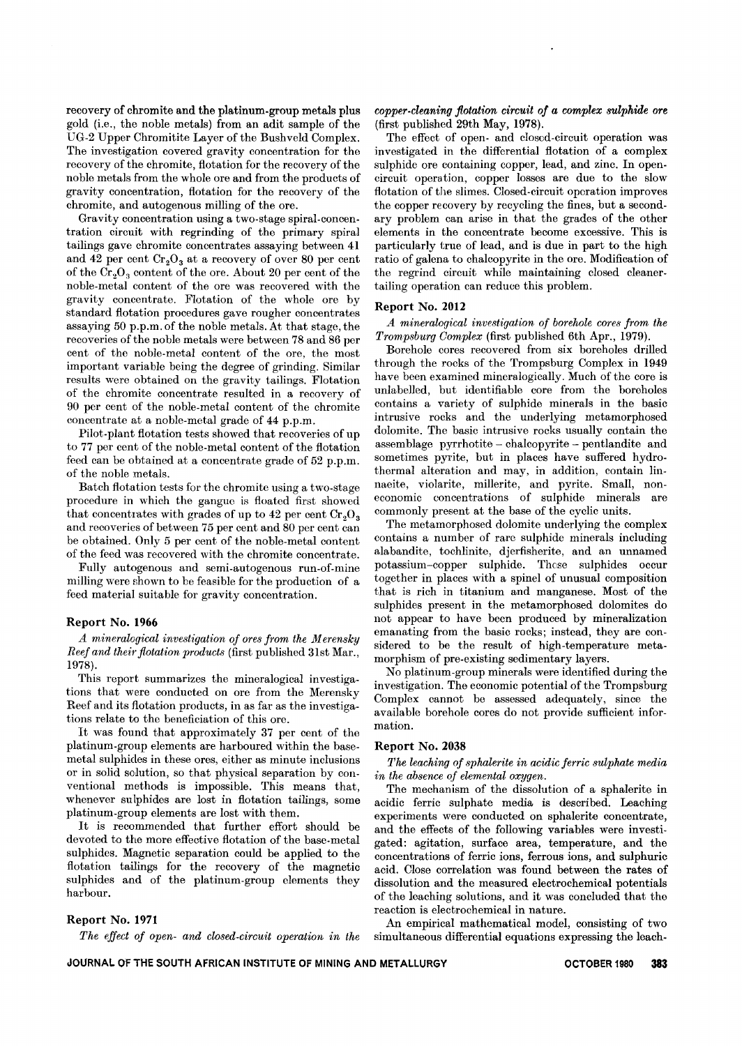recovery of chromite and the platinum-group metals plus gold (i.e., the noble metals) from an adit sample of the UG-2 Upper Chromitite Layer of the Bushveld Complex. The investigation covered gravity concentration for the recovery of the chromite, flotation for the recovery of the noble metals from the whole ore and from the products of gravity concentration, flotation for the recovery of the chromite, and autogenous milling of the ore.

Gravity concentration using a two-stage spiral-concentration circuit with regrinding of the primary spiral tailings gave chromite concentrates assaying between 41 and 42 per cent $Cr_2O_3$ at a recovery of over 80 per cent of the $Cr_2O_3$ content of the ore. About 20 per cent of the noble-metal content of the ore was recovered with the gravity concentrate. Flotation of the whole ore by standard flotation procedures gave rougher concentrates assaying 50 p.p.m. of the noble metals. At that stage, the recoveries of the noble metals were between 78 and 86 per cent of the noble-metal content of the ore, the most important variable being the degree of grinding. Similar results were obtained on the gravity tailings. Flotation of the chromite concentrate resulted in a recovery of 90 per cent of the noble-metal content of the chromite concentrate at a noble-metal grade of 44 p.p.m.

Pilot-plant flotation tests showed that recoveries of up to 77 per cent of the noble-metal content of the flotation feed can be obtained at a concentrate grade of 52 p.p.m. of the noble metals.

Batch flotation tests for the chromite using a two-stage procedure in which the gangue is floated first showed that concentrates with grades of up to 42 per cent $Cr_2O_3$ and recoveries of between 75 per cent and 80 per cent can be obtained. Only 5 per cent of the noble-metal content of the feed was recovered with the chromite concentrate.

Fully autogenous and semi-autogenous run-of-mine milling were shown to be feasible for the production of a feed material suitable for gravity concentration.

## Report No. 1966

*A mineralogical investigation of ores from the Merensky Reef and their flotation products* (first published 31st Mar., 1978).

This report summarizes the mineralogical investigations that were conducted on ore from the Merensky Reef and its flotation products, in as far as the investigations relate to the beneficiation of this ore.

It was found that approximately 37 per cent of the platinum-group elements are harboured within the base-metal sulphides in these ores, either as minute inclusions or in solid solution, so that physical separation by conventional methods is impossible. This means that, whenever sulphides are lost in flotation tailings, some platinum-group elements are lost with them.

It is recommended that further effort should be devoted to the more effective flotation of the base-metal sulphides. Magnetic separation could be applied to the flotation tailings for the recovery of the magnetic sulphides and of the platinum-group elements they harbour.

## Report No. 1971

*The effect of open- and closed-circuit operation in the copper-cleaning flotation circuit of a complex sulphide ore* (first published 29th May, 1978).

The effect of open- and closed-circuit operation was investigated in the differential flotation of a complex sulphide ore containing copper, lead, and zinc. In open-circuit operation, copper losses are due to the slow flotation of the slimes. Closed-circuit operation improves the copper recovery by recycling the fines, but a secondary problem can arise in that the grades of the other elements in the concentrate become excessive. This is particularly true of lead, and is due in part to the high ratio of galena to chalcopyrite in the ore. Modification of the regrind circuit while maintaining closed cleaner-tailing operation can reduce this problem.

## Report No. 2012

*A mineralogical investigation of borehole cores from the Trompsburg Complex* (first published 6th Apr., 1979).

Borehole cores recovered from six boreholes drilled through the rocks of the Trompsburg Complex in 1949 have been examined mineralogically. Much of the core is unlabelled, but identifiable core from the boreholes contains a variety of sulphide minerals in the basic intrusive rocks and the underlying metamorphosed dolomite. The basic intrusive rocks usually contain the assemblage pyrrhotite – chalcopyrite – pentlandite and sometimes pyrite, but in places have suffered hydrothermal alteration and may, in addition, contain linnaeite, violarite, millerite, and pyrite. Small, non-economic concentrations of sulphide minerals are commonly present at the base of the cyclic units.

The metamorphosed dolomite underlying the complex contains a number of rare sulphide minerals including alabandite, tochlinite, djerfisherite, and an unnamed potassium–copper sulphide. These sulphides occur together in places with a spinel of unusual composition that is rich in titanium and manganese. Most of the sulphides present in the metamorphosed dolomites do not appear to have been produced by mineralization emanating from the basic rocks; instead, they are considered to be the result of high-temperature metamorphism of pre-existing sedimentary layers.

No platinum-group minerals were identified during the investigation. The economic potential of the Trompsburg Complex cannot be assessed adequately, since the available borehole cores do not provide sufficient information.

## Report No. 2038

*The leaching of sphalerite in acidic ferric sulphate media in the absence of elemental oxygen.*

The mechanism of the dissolution of a sphalerite in acidic ferric sulphate media is described. Leaching experiments were conducted on sphalerite concentrate, and the effects of the following variables were investigated: agitation, surface area, temperature, and the concentrations of ferric ions, ferrous ions, and sulphuric acid. Close correlation was found between the rates of dissolution and the measured electrochemical potentials of the leaching solutions, and it was concluded that the reaction is electrochemical in nature.

An empirical mathematical model, consisting of two simultaneous differential equations expressing the leach-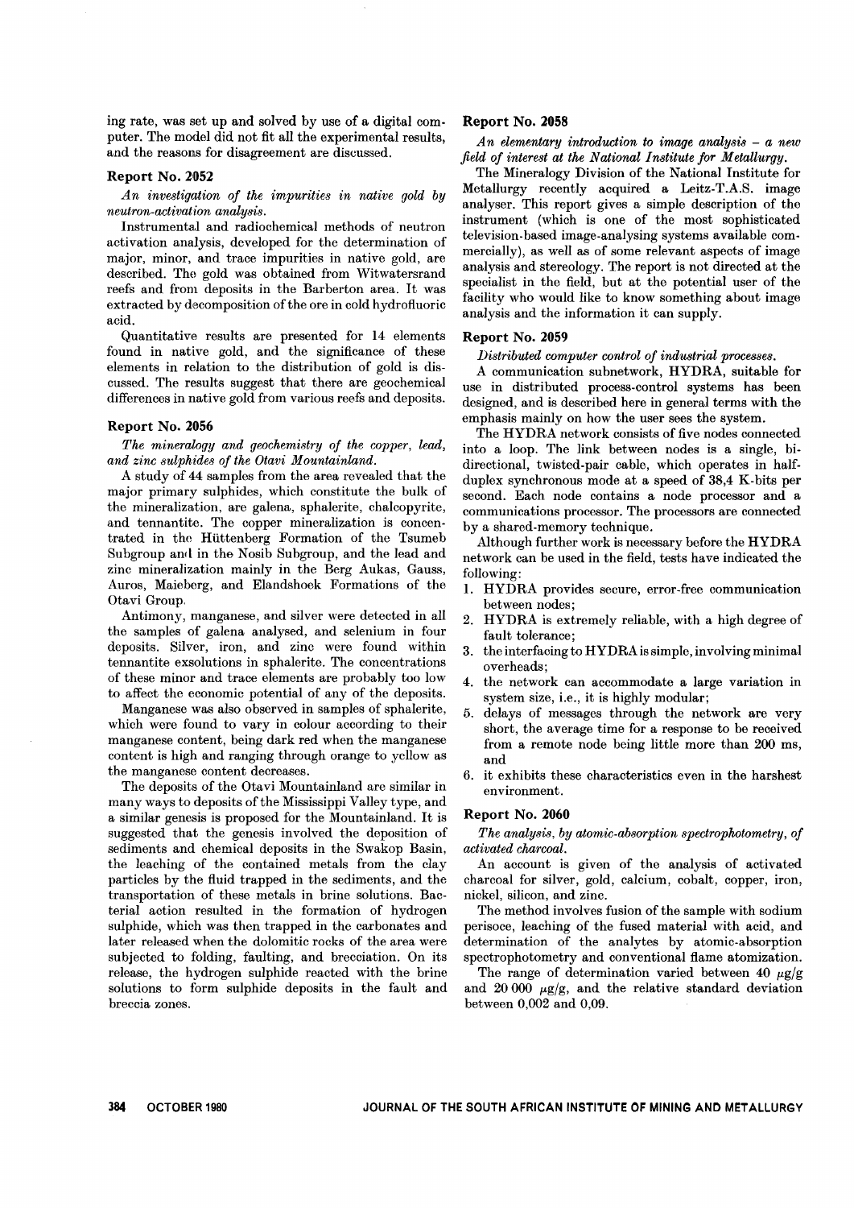ing rate, was set up and solved by use of a digital computer. The model did not fit all the experimental results, and the reasons for disagreement are discussed.

### Report No. 2052

*An investigation of the impurities in native gold by neutron-activation analysis.*

Instrumental and radiochemical methods of neutron activation analysis, developed for the determination of major, minor, and trace impurities in native gold, are described. The gold was obtained from Witwatersrand reefs and from deposits in the Barberton area. It was extracted by decomposition of the ore in cold hydrofluoric acid.

Quantitative results are presented for 14 elements found in native gold, and the significance of these elements in relation to the distribution of gold is discussed. The results suggest that there are geochemical differences in native gold from various reefs and deposits.

### Report No. 2056

*The mineralogy and geochemistry of the copper, lead, and zinc sulphides of the Otavi Mountainland.*

A study of 44 samples from the area revealed that the major primary sulphides, which constitute the bulk of the mineralization, are galena, sphalerite, chalcopyrite, and tennantite. The copper mineralization is concentrated in the Hüttenberg Formation of the Tsumeb Subgroup and in the Nosib Subgroup, and the lead and zinc mineralization mainly in the Berg Aukas, Gauss, Auros, Maieberg, and Elandshoek Formations of the Otavi Group.

Antimony, manganese, and silver were detected in all the samples of galena analysed, and selenium in four deposits. Silver, iron, and zinc were found within tennantite exsolutions in sphalerite. The concentrations of these minor and trace elements are probably too low to affect the economic potential of any of the deposits.

Manganese was also observed in samples of sphalerite, which were found to vary in colour according to their manganese content, being dark red when the manganese content is high and ranging through orange to yellow as the manganese content decreases.

The deposits of the Otavi Mountainland are similar in many ways to deposits of the Mississippi Valley type, and a similar genesis is proposed for the Mountainland. It is suggested that the genesis involved the deposition of sediments and chemical deposits in the Swakop Basin, the leaching of the contained metals from the clay particles by the fluid trapped in the sediments, and the transportation of these metals in brine solutions. Bacterial action resulted in the formation of hydrogen sulphide, which was then trapped in the carbonates and later released when the dolomitic rocks of the area were subjected to folding, faulting, and brecciation. On its release, the hydrogen sulphide reacted with the brine solutions to form sulphide deposits in the fault and breccia zones.

### Report No. 2058

*An elementary introduction to image analysis – a new field of interest at the National Institute for Metallurgy.*

The Mineralogy Division of the National Institute for Metallurgy recently acquired a Leitz-T.A.S. image analyser. This report gives a simple description of the instrument (which is one of the most sophisticated television-based image-analysing systems available commercially), as well as of some relevant aspects of image analysis and stereology. The report is not directed at the specialist in the field, but at the potential user of the facility who would like to know something about image analysis and the information it can supply.

### Report No. 2059

*Distributed computer control of industrial processes.*

A communication subnetwork, HYDRA, suitable for use in distributed process-control systems has been designed, and is described here in general terms with the emphasis mainly on how the user sees the system.

The HYDRA network consists of five nodes connected into a loop. The link between nodes is a single, bidirectional, twisted-pair cable, which operates in half-duplex synchronous mode at a speed of 38,4 K-bits per second. Each node contains a node processor and a communications processor. The processors are connected by a shared-memory technique.

Although further work is necessary before the HYDRA network can be used in the field, tests have indicated the following:

1. HYDRA provides secure, error-free communication between nodes;
2. HYDRA is extremely reliable, with a high degree of fault tolerance;
3. the interfacing to HYDRA is simple, involving minimal overheads;
4. the network can accommodate a large variation in system size, i.e., it is highly modular;
5. delays of messages through the network are very short, the average time for a response to be received from a remote node being little more than 200 ms, and
6. it exhibits these characteristics even in the harshest environment.

### Report No. 2060

*The analysis, by atomic-absorption spectrophotometry, of activated charcoal.*

An account is given of the analysis of activated charcoal for silver, gold, calcium, cobalt, copper, iron, nickel, silicon, and zinc.

The method involves fusion of the sample with sodium perisoce, leaching of the fused material with acid, and determination of the analytes by atomic-absorption spectrophotometry and conventional flame atomization.

The range of determination varied between 40 $\mu$g/g and 20 000 $\mu$g/g, and the relative standard deviation between 0,002 and 0,09.